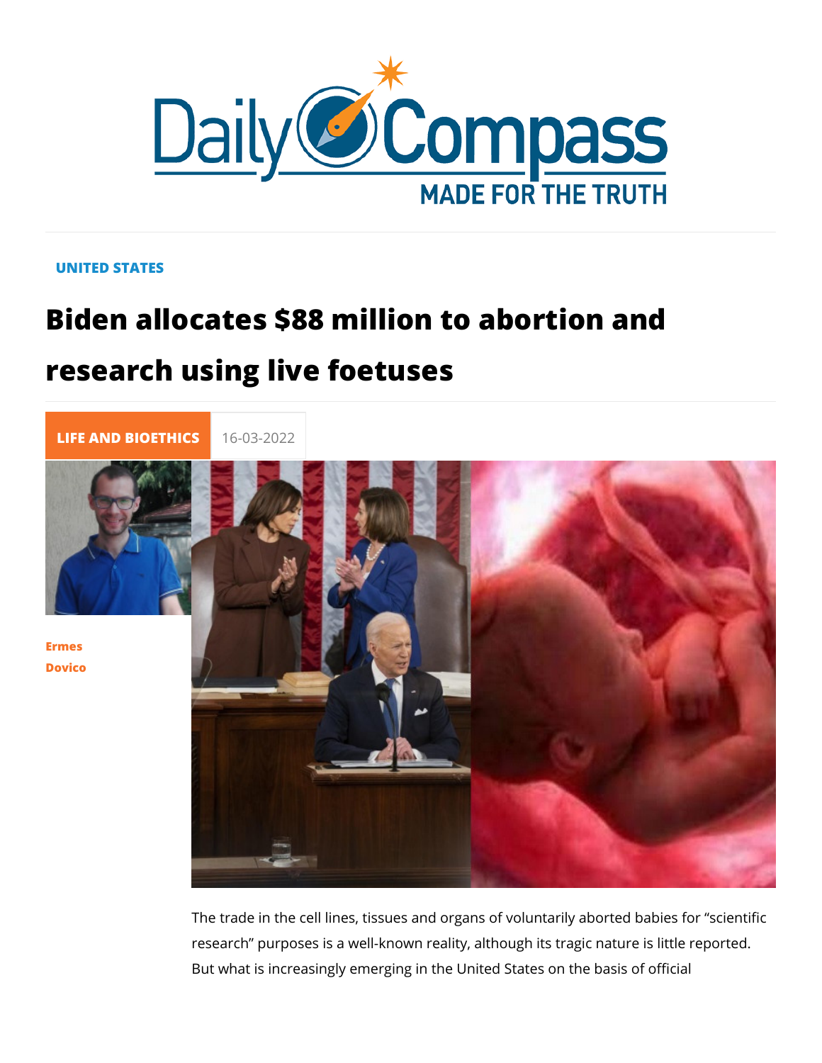UNITED STATES

# Biden allocates $88 million to abortion and research using live foetuses

LIFE AND BIOETHICS 16-03-2022

Ermes Dovico

The trade in the cell lines, tissues and organs of voluntarily aborted babies for "scientific research" purposes is a well-known reality, although its tragic nature is little reported. But what is increasingly emerging in the United States on the basis of official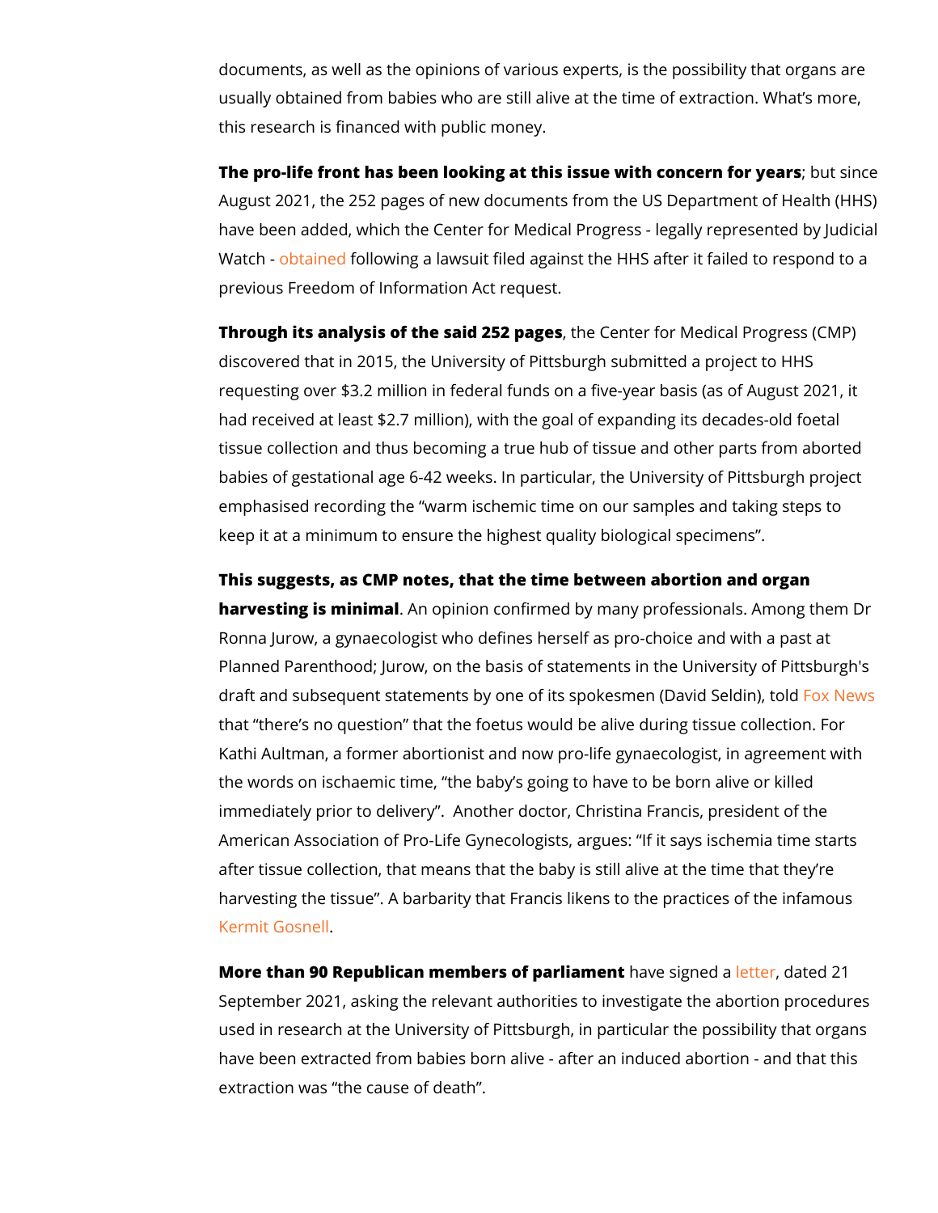documents, as well as the opinions of various experts, is the possibility that organs are usually obtained from babies who are still alive at the time of extraction. What's more, this research is financed with public money.

**The pro-life front has been looking at this issue with concern for years**; but since August 2021, the 252 pages of new documents from the US Department of Health (HHS) have been added, which the Center for Medical Progress - legally represented by Judicial Watch - obtained following a lawsuit filed against the HHS after it failed to respond to a previous Freedom of Information Act request.

**Through its analysis of the said 252 pages**, the Center for Medical Progress (CMP) discovered that in 2015, the University of Pittsburgh submitted a project to HHS requesting over $3.2 million in federal funds on a five-year basis (as of August 2021, it had received at least $2.7 million), with the goal of expanding its decades-old foetal tissue collection and thus becoming a true hub of tissue and other parts from aborted babies of gestational age 6-42 weeks. In particular, the University of Pittsburgh project emphasised recording the "warm ischemic time on our samples and taking steps to keep it at a minimum to ensure the highest quality biological specimens".

**This suggests, as CMP notes, that the time between abortion and organ harvesting is minimal**. An opinion confirmed by many professionals. Among them Dr Ronna Jurow, a gynaecologist who defines herself as pro-choice and with a past at Planned Parenthood; Jurow, on the basis of statements in the University of Pittsburgh's draft and subsequent statements by one of its spokesmen (David Seldin), told Fox News that "there's no question" that the foetus would be alive during tissue collection. For Kathi Aultman, a former abortionist and now pro-life gynaecologist, in agreement with the words on ischaemic time, "the baby's going to have to be born alive or killed immediately prior to delivery". Another doctor, Christina Francis, president of the American Association of Pro-Life Gynecologists, argues: "If it says ischemia time starts after tissue collection, that means that the baby is still alive at the time that they're harvesting the tissue". A barbarity that Francis likens to the practices of the infamous Kermit Gosnell.

**More than 90 Republican members of parliament** have signed a letter, dated 21 September 2021, asking the relevant authorities to investigate the abortion procedures used in research at the University of Pittsburgh, in particular the possibility that organs have been extracted from babies born alive - after an induced abortion - and that this extraction was "the cause of death".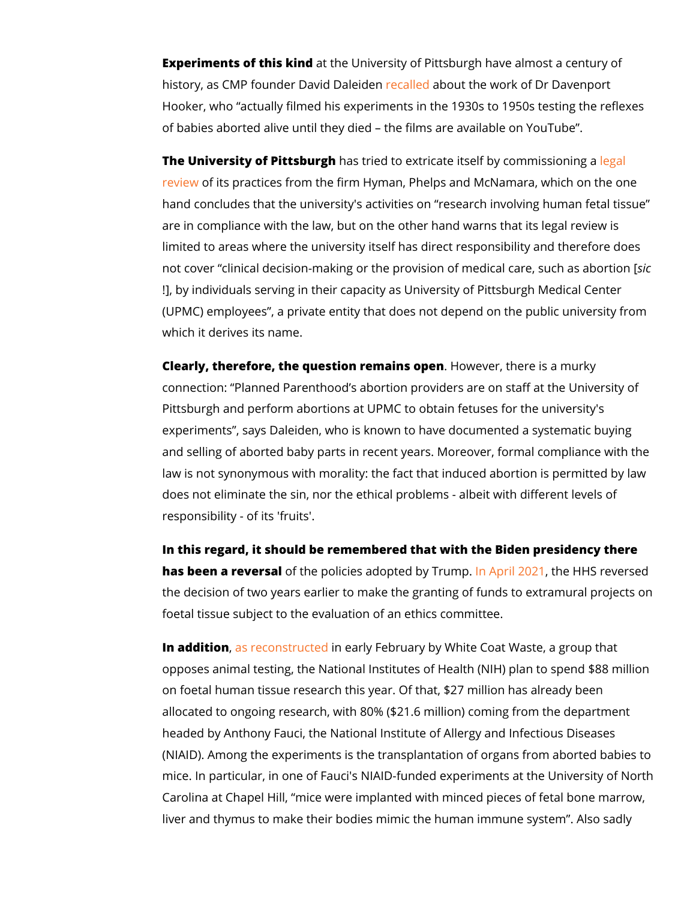**Experiments of this kind** at the University of Pittsburgh have almost a century of history, as CMP founder David Daleiden recalled about the work of Dr Davenport Hooker, who "actually filmed his experiments in the 1930s to 1950s testing the reflexes of babies aborted alive until they died – the films are available on YouTube".

**The University of Pittsburgh** has tried to extricate itself by commissioning a legal review of its practices from the firm Hyman, Phelps and McNamara, which on the one hand concludes that the university's activities on "research involving human fetal tissue" are in compliance with the law, but on the other hand warns that its legal review is limited to areas where the university itself has direct responsibility and therefore does not cover "clinical decision-making or the provision of medical care, such as abortion [*sic*!], by individuals serving in their capacity as University of Pittsburgh Medical Center (UPMC) employees", a private entity that does not depend on the public university from which it derives its name.

**Clearly, therefore, the question remains open**. However, there is a murky connection: "Planned Parenthood's abortion providers are on staff at the University of Pittsburgh and perform abortions at UPMC to obtain fetuses for the university's experiments", says Daleiden, who is known to have documented a systematic buying and selling of aborted baby parts in recent years. Moreover, formal compliance with the law is not synonymous with morality: the fact that induced abortion is permitted by law does not eliminate the sin, nor the ethical problems - albeit with different levels of responsibility - of its 'fruits'.

**In this regard, it should be remembered that with the Biden presidency there has been a reversal** of the policies adopted by Trump. In April 2021, the HHS reversed the decision of two years earlier to make the granting of funds to extramural projects on foetal tissue subject to the evaluation of an ethics committee.

**In addition**, as reconstructed in early February by White Coat Waste, a group that opposes animal testing, the National Institutes of Health (NIH) plan to spend $88 million on foetal human tissue research this year. Of that, $27 million has already been allocated to ongoing research, with 80% ($21.6 million) coming from the department headed by Anthony Fauci, the National Institute of Allergy and Infectious Diseases (NIAID). Among the experiments is the transplantation of organs from aborted babies to mice. In particular, in one of Fauci's NIAID-funded experiments at the University of North Carolina at Chapel Hill, "mice were implanted with minced pieces of fetal bone marrow, liver and thymus to make their bodies mimic the human immune system". Also sadly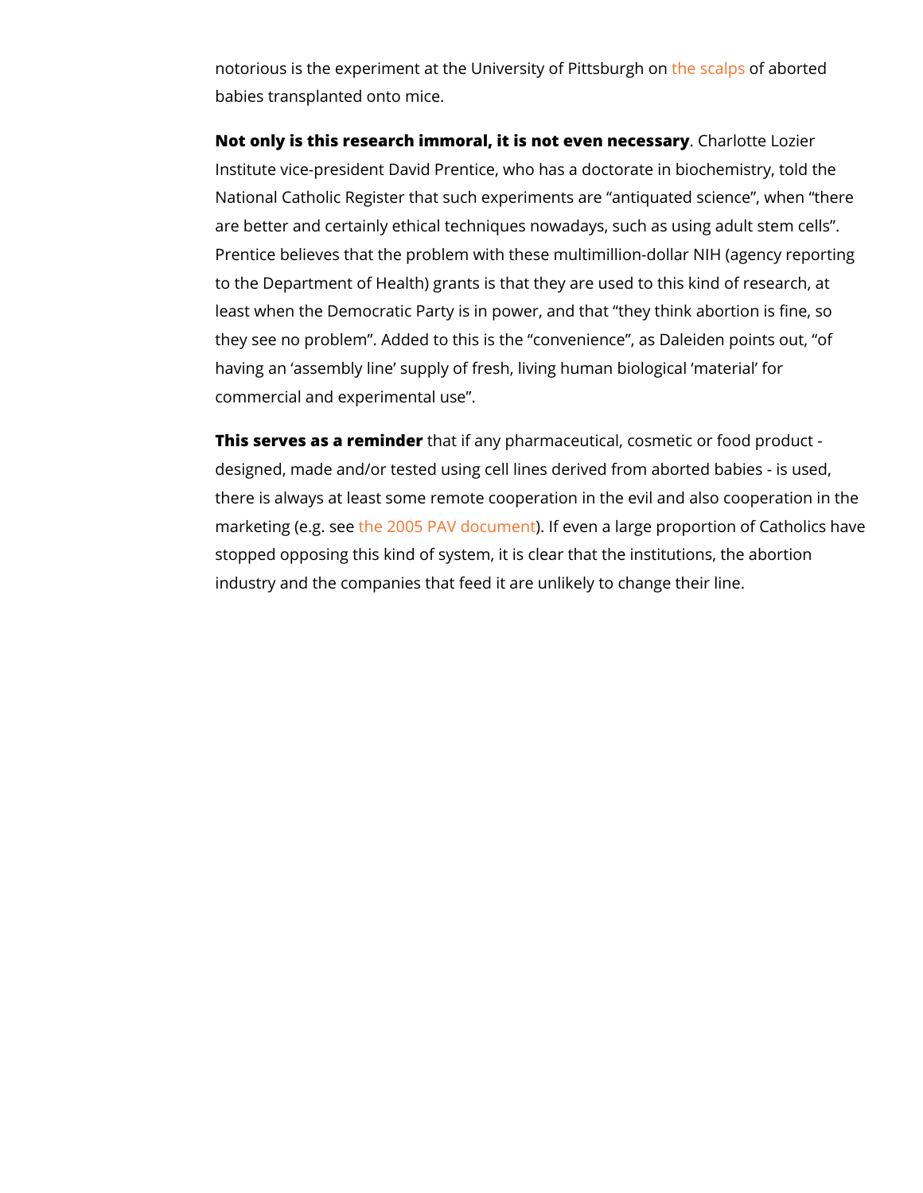notorious is the experiment at the University of Pittsburgh on the scalps of aborted babies transplanted onto mice.

**Not only is this research immoral, it is not even necessary**. Charlotte Lozier Institute vice-president David Prentice, who has a doctorate in biochemistry, told the National Catholic Register that such experiments are "antiquated science", when "there are better and certainly ethical techniques nowadays, such as using adult stem cells". Prentice believes that the problem with these multimillion-dollar NIH (agency reporting to the Department of Health) grants is that they are used to this kind of research, at least when the Democratic Party is in power, and that "they think abortion is fine, so they see no problem". Added to this is the "convenience", as Daleiden points out, "of having an 'assembly line' supply of fresh, living human biological 'material' for commercial and experimental use".

**This serves as a reminder** that if any pharmaceutical, cosmetic or food product - designed, made and/or tested using cell lines derived from aborted babies - is used, there is always at least some remote cooperation in the evil and also cooperation in the marketing (e.g. see the 2005 PAV document). If even a large proportion of Catholics have stopped opposing this kind of system, it is clear that the institutions, the abortion industry and the companies that feed it are unlikely to change their line.